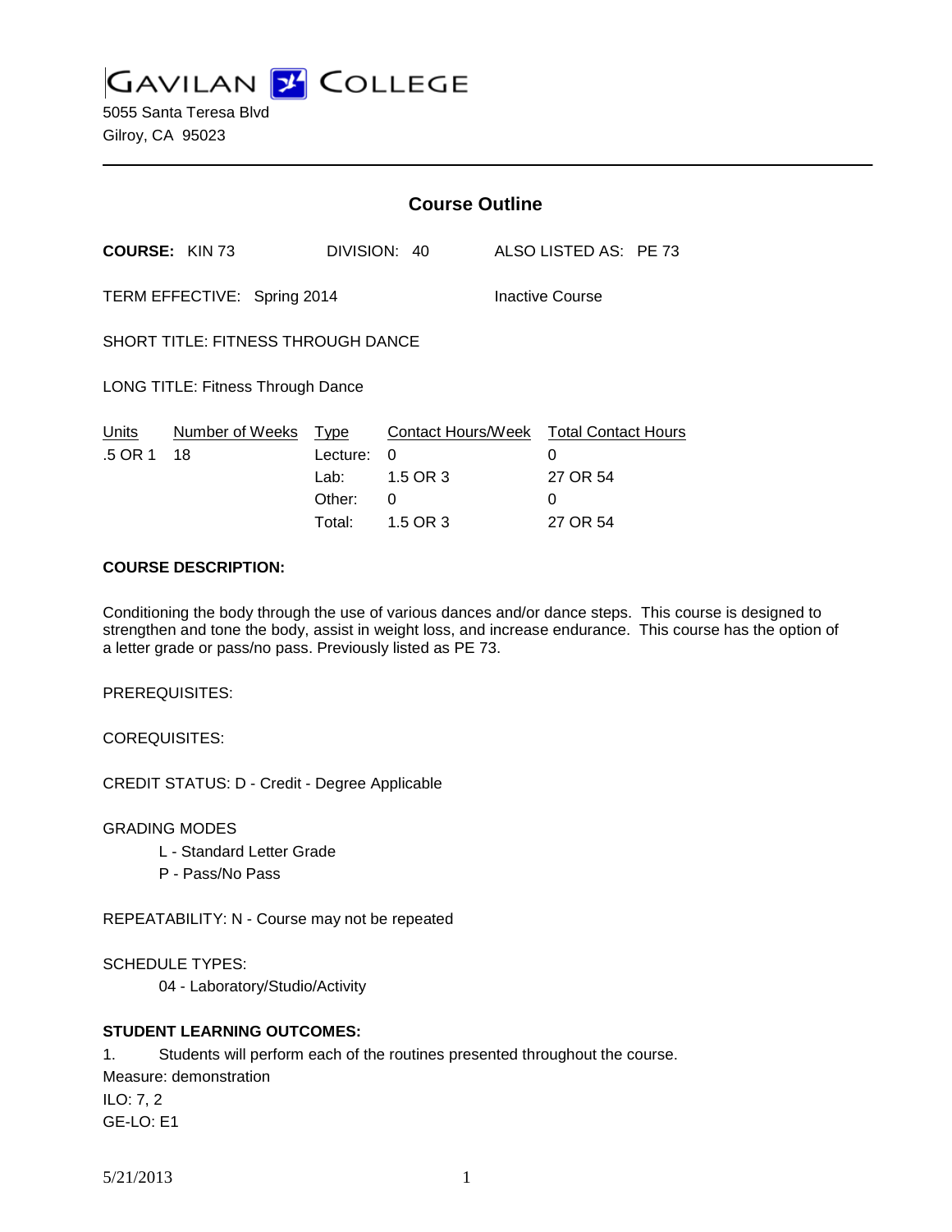# GAVILAN COLLEGE

5055 Santa Teresa Blvd
Gilroy, CA 95023

## Course Outline

**COURSE:** KIN 73 DIVISION: 40 ALSO LISTED AS: PE 73

TERM EFFECTIVE: Spring 2014 Inactive Course

SHORT TITLE: FITNESS THROUGH DANCE

LONG TITLE: Fitness Through Dance

| Units | Number of Weeks | Type | Contact Hours/Week | Total Contact Hours |
|---|---|---|---|---|
| .5 OR 1 | 18 | Lecture: | 0 | 0 |
| | | Lab: | 1.5 OR 3 | 27 OR 54 |
| | | Other: | 0 | 0 |
| | | Total: | 1.5 OR 3 | 27 OR 54 |

**COURSE DESCRIPTION:**

Conditioning the body through the use of various dances and/or dance steps. This course is designed to strengthen and tone the body, assist in weight loss, and increase endurance. This course has the option of a letter grade or pass/no pass. Previously listed as PE 73.

PREREQUISITES:

COREQUISITES:

CREDIT STATUS: D - Credit - Degree Applicable

GRADING MODES

- L - Standard Letter Grade
- P - Pass/No Pass

REPEATABILITY: N - Course may not be repeated

SCHEDULE TYPES:

- 04 - Laboratory/Studio/Activity

**STUDENT LEARNING OUTCOMES:**

1. Students will perform each of the routines presented throughout the course.

Measure: demonstration
ILO: 7, 2
GE-LO: E1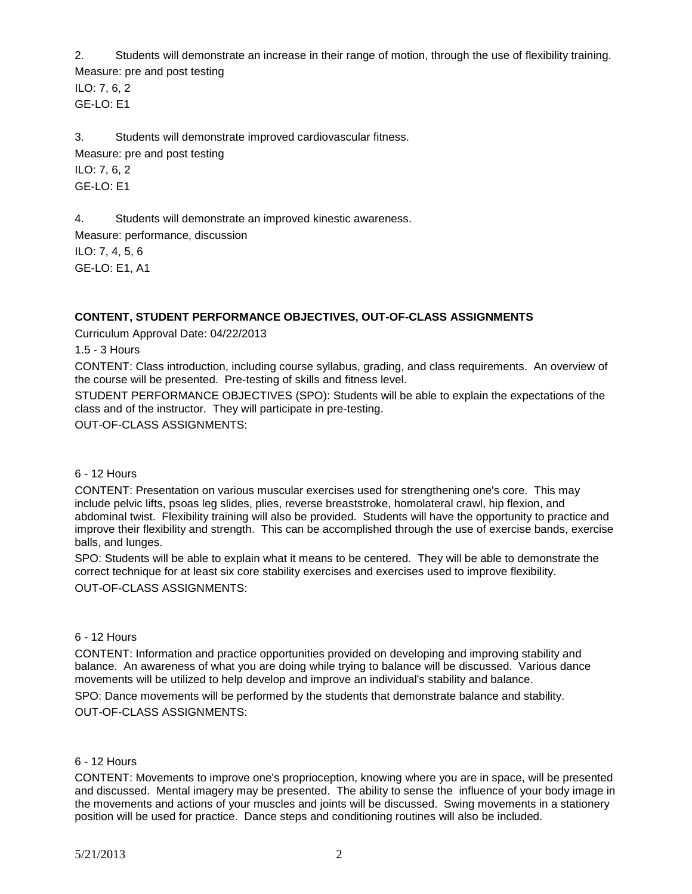2. Students will demonstrate an increase in their range of motion, through the use of flexibility training.
Measure: pre and post testing
ILO: 7, 6, 2
GE-LO: E1

3. Students will demonstrate improved cardiovascular fitness.
Measure: pre and post testing
ILO: 7, 6, 2
GE-LO: E1

4. Students will demonstrate an improved kinestic awareness.
Measure: performance, discussion
ILO: 7, 4, 5, 6
GE-LO: E1, A1

**CONTENT, STUDENT PERFORMANCE OBJECTIVES, OUT-OF-CLASS ASSIGNMENTS**

Curriculum Approval Date: 04/22/2013

1.5 - 3 Hours

CONTENT: Class introduction, including course syllabus, grading, and class requirements. An overview of the course will be presented. Pre-testing of skills and fitness level.

STUDENT PERFORMANCE OBJECTIVES (SPO): Students will be able to explain the expectations of the class and of the instructor. They will participate in pre-testing.

OUT-OF-CLASS ASSIGNMENTS:

6 - 12 Hours

CONTENT: Presentation on various muscular exercises used for strengthening one's core. This may include pelvic lifts, psoas leg slides, plies, reverse breaststroke, homolateral crawl, hip flexion, and abdominal twist. Flexibility training will also be provided. Students will have the opportunity to practice and improve their flexibility and strength. This can be accomplished through the use of exercise bands, exercise balls, and lunges.

SPO: Students will be able to explain what it means to be centered. They will be able to demonstrate the correct technique for at least six core stability exercises and exercises used to improve flexibility.

OUT-OF-CLASS ASSIGNMENTS:

6 - 12 Hours

CONTENT: Information and practice opportunities provided on developing and improving stability and balance. An awareness of what you are doing while trying to balance will be discussed. Various dance movements will be utilized to help develop and improve an individual's stability and balance.

SPO: Dance movements will be performed by the students that demonstrate balance and stability.

OUT-OF-CLASS ASSIGNMENTS:

6 - 12 Hours

CONTENT: Movements to improve one's proprioception, knowing where you are in space, will be presented and discussed. Mental imagery may be presented. The ability to sense the influence of your body image in the movements and actions of your muscles and joints will be discussed. Swing movements in a stationery position will be used for practice. Dance steps and conditioning routines will also be included.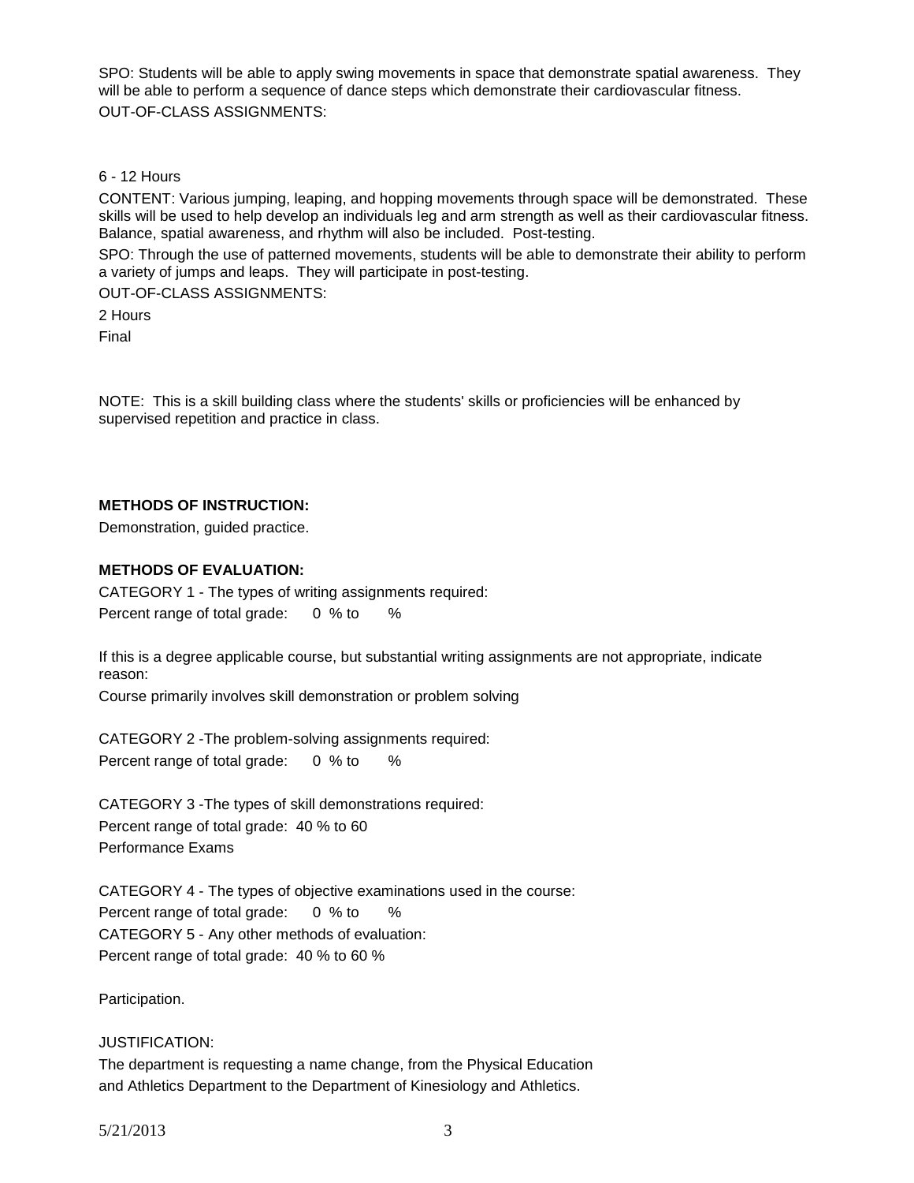SPO: Students will be able to apply swing movements in space that demonstrate spatial awareness. They will be able to perform a sequence of dance steps which demonstrate their cardiovascular fitness.

OUT-OF-CLASS ASSIGNMENTS:

6 - 12 Hours

CONTENT: Various jumping, leaping, and hopping movements through space will be demonstrated. These skills will be used to help develop an individuals leg and arm strength as well as their cardiovascular fitness. Balance, spatial awareness, and rhythm will also be included. Post-testing.

SPO: Through the use of patterned movements, students will be able to demonstrate their ability to perform a variety of jumps and leaps. They will participate in post-testing.

OUT-OF-CLASS ASSIGNMENTS:

2 Hours

Final

NOTE: This is a skill building class where the students' skills or proficiencies will be enhanced by supervised repetition and practice in class.

**METHODS OF INSTRUCTION:**

Demonstration, guided practice.

**METHODS OF EVALUATION:**

CATEGORY 1 - The types of writing assignments required:

Percent range of total grade: 0 % to %

If this is a degree applicable course, but substantial writing assignments are not appropriate, indicate reason:

Course primarily involves skill demonstration or problem solving

CATEGORY 2 -The problem-solving assignments required:

Percent range of total grade: 0 % to %

CATEGORY 3 -The types of skill demonstrations required:

Percent range of total grade: 40 % to 60

Performance Exams

CATEGORY 4 - The types of objective examinations used in the course:

Percent range of total grade: 0 % to %

CATEGORY 5 - Any other methods of evaluation:

Percent range of total grade: 40 % to 60 %

Participation.

JUSTIFICATION:

The department is requesting a name change, from the Physical Education and Athletics Department to the Department of Kinesiology and Athletics.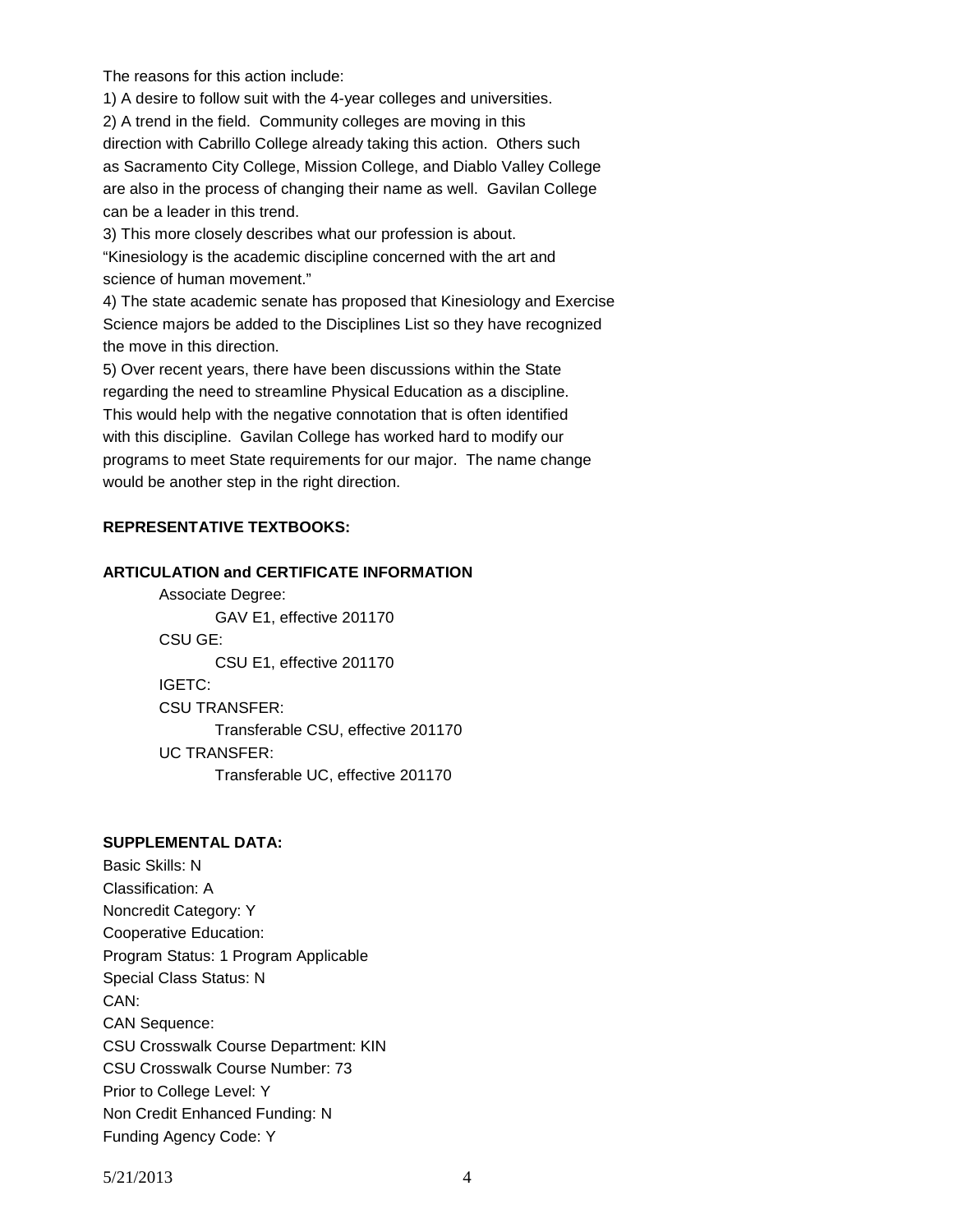The reasons for this action include:

1) A desire to follow suit with the 4-year colleges and universities.

2) A trend in the field. Community colleges are moving in this direction with Cabrillo College already taking this action. Others such as Sacramento City College, Mission College, and Diablo Valley College are also in the process of changing their name as well. Gavilan College can be a leader in this trend.

3) This more closely describes what our profession is about. "Kinesiology is the academic discipline concerned with the art and science of human movement."

4) The state academic senate has proposed that Kinesiology and Exercise Science majors be added to the Disciplines List so they have recognized the move in this direction.

5) Over recent years, there have been discussions within the State regarding the need to streamline Physical Education as a discipline. This would help with the negative connotation that is often identified with this discipline. Gavilan College has worked hard to modify our programs to meet State requirements for our major. The name change would be another step in the right direction.

**REPRESENTATIVE TEXTBOOKS:**

**ARTICULATION and CERTIFICATE INFORMATION**

- Associate Degree:
  - GAV E1, effective 201170
- CSU GE:
  - CSU E1, effective 201170
- IGETC:
- CSU TRANSFER:
  - Transferable CSU, effective 201170
- UC TRANSFER:
  - Transferable UC, effective 201170

**SUPPLEMENTAL DATA:**

Basic Skills: N
Classification: A
Noncredit Category: Y
Cooperative Education:
Program Status: 1 Program Applicable
Special Class Status: N
CAN:
CAN Sequence:
CSU Crosswalk Course Department: KIN
CSU Crosswalk Course Number: 73
Prior to College Level: Y
Non Credit Enhanced Funding: N
Funding Agency Code: Y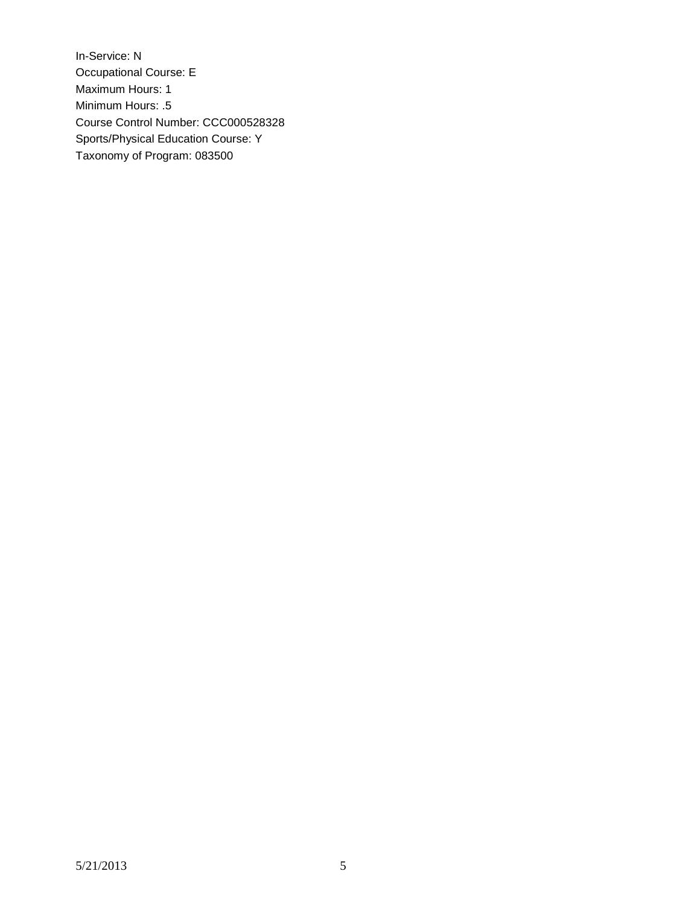In-Service: N
Occupational Course: E
Maximum Hours: 1
Minimum Hours: .5
Course Control Number: CCC000528328
Sports/Physical Education Course: Y
Taxonomy of Program: 083500